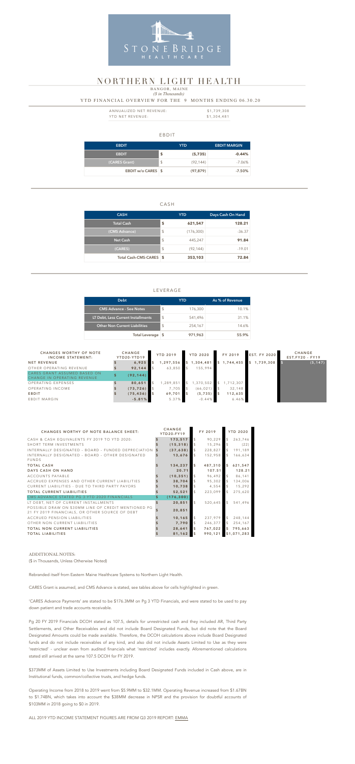STONEBRIDGE HEALTHCARE

# NORTHERN LIGHT HEALTH

BANGOR, MAINE

*($ in Thousands)*

YTD FINANCIAL OVERVIEW FOR THE 9 MONTHS ENDING 06.30.20

| | |
|---|---|
| ANNUALIZED NET REVENUE: | $1,739,308 |
| YTD NET REVENUE: | $1,304,481 |

## EBDIT

| EBDIT | YTD | EBDIT MARGIN |
|---|---|---|
| **EBDIT** | **$ (5,735)** | **-0.44%** |
| (CARES Grant) | $ (92,144) | -7.06% |
| **EBDIT w/o CARES** | **$ (97,879)** | **-7.50%** |

## CASH

| CASH | YTD | Days Cash On Hand |
|---|---|---|
| **Total Cash** | **$ 621,547** | **128.21** |
| (CMS Advance) | $ (176,300) | -36.37 |
| **Net Cash** | $ 445,247 | **91.84** |
| (CARES) | $ (92,144) | -19.01 |
| **Total Cash-CMS-CARES** | **$ 353,103** | **72.84** |

## LEVERAGE

| Debt | YTD | As % of Revenue |
|---|---|---|
| CMS Advance - See Notes | $ 176,300 | 10.1% |
| LT Debt, Less Current Installments | $ 541,496 | 31.1% |
| Other Non Current Liabilities | $ 254,167 | 14.6% |
| **Total Leverage** | **$ 971,963** | **55.9%** |

| CHANGES WORTHY OF NOTE INCOME STATEMENT: | CHANGE YTD20-YTD19 | YTD 2019 | YTD 2020 | FY 2019 | EST. FY 2020 | CHANGE EST.FY20 - FY19 |
|---|---|---|---|---|---|---|
| **NET REVENUE** | **$ 6,925** | $ 1,297,556 | $ 1,304,481 | $ 1,744,455 | $ 1,739,308 | $ (5,147) |
| OTHER OPERATING REVENUE | $ 92,144 | $ 63,850 | $ 155,994 | | | |
| CARES GRANT ASSUMED BASED ON CHANGE IN OPERATING REVENUE | $ (92,144) | | | | | |
| OPERATING EXPENSES | $ 80,651 | $ 1,289,851 | $ 1,370,502 | $ 1,712,307 | | |
| OPERATING INCOME | $ (73,726) | $ 7,705 | $ (66,021) | $ 32,148 | | |
| **EBDIT** | **$ (75,436)** | $ 69,701 | $ (5,735) | $ 112,635 | | |
| EBDIT MARGIN | -5.81% | 5.37% | -0.44% | 6.46% | | |

| CHANGES WORTHY OF NOTE BALANCE SHEET: | CHANGE YTD20-FY19 | FY 2019 | YTD 2020 |
|---|---|---|---|
| CASH & CASH EQUIVALENTS FY 2019 TO YTD 2020: | $ 173,517 | $ 90,229 | $ 263,746 |
| SHORT TERM INVESTMENTS | $ (15,318) | $ 15,296 | $ (22) |
| INTERNALLY DESIGNATED - BOARD - FUNDED DEPRECIATION | $ (37,638) | $ 228,827 | $ 191,189 |
| INTERNALLY DESIGNATED - BOARD - OTHER DESIGNATED FUNDS | $ 13,676 | $ 152,958 | $ 166,634 |
| **TOTAL CASH** | **$ 134,237** | **$ 487,310** | **$ 621,547** |
| **DAYS CASH ON HAND** | **20.71** | **107.51** | **128.21** |
| ACCOUNTS PAYABLE | $ (10,351) | $ 96,492 | $ 86,141 |
| ACCRUED EXPENSES AND OTHER CURRENT LIABILITIES | $ 38,704 | $ 95,302 | $ 134,006 |
| CURRENT LIABILITIES - DUE TO THIRD PARTY PAYORS | $ 10,738 | $ 4,554 | $ 15,292 |
| **TOTAL CURRENT LIABILITIES** | **$ 52,521** | $ 223,099 | $ 275,620 |
| CMS ADVANCE STATED PG 3 YTD 2020 FINANCIALS | $ (176,300) | | |
| LT DEBT, NET OF CURRENT INSTALLMENTS | $ 20,851 | $ 520,645 | $ 541,496 |
| POSSIBLE DRAW ON $30MM LINE OF CREDIT MENTIONED PG 21 FY 2019 FINANCIALS, OR OTHER SOURCE OF DEBT | $ 20,851 | | |
| ACCRUED PENSION LIABILITIES | $ 10,165 | $ 237,979 | $ 248,144 |
| OTHER NON CURRENT LIABILITIES | $ 7,790 | $ 246,377 | $ 254,167 |
| **TOTAL NON CURRENT LIABILITIES** | **$ 28,641** | **$ 767,022** | **$ 795,663** |
| **TOTAL LIABILITIES** | **$ 81,162** | **$ 990,121** | **$1,071,283** |

ADDITIONAL NOTES:

($ in Thousands, Unless Otherwise Noted)

Rebranded itself from Eastern Maine Healthcare Systems to Northern Light Health.

CARES Grant is assumed, and CMS Advance is stated, see tables above for cells highlighted in green.

'CARES Advance Payments' are stated to be $176.3MM on Pg 3 YTD Financials, and were stated to be used to pay down patient and trade accounts receivable.

Pg 20 FY 2019 Financials DCOH stated as 107.5, details for unrestricted cash and they included AR, Third Party Settlements, and Other Receivables and did not include Board Designated Funds, but did note that the Board Designated Amounts could be made available. Therefore, the DCOH calculations above include Board Designated funds and do not include receivables of any kind, and also did not include Assets Limited to Use as they were 'restricted' - unclear even from audited financials what 'restricted' includes exactly. Aforementioned calculations stated still arrived at the same 107.5 DCOH for FY 2019.

$373MM of Assets Limited to Use Investments including Board Designated Funds included in Cash above, are in Institutional funds, common/collective trusts, and hedge funds.

Operating Income from 2018 to 2019 went from $5.9MM to $32.1MM. Operating Revenue increased from $1.67BN to $1.74BN, which takes into account the $38MM decrease in NPSR and the provision for doubtful accounts of $103MM in 2018 going to $0 in 2019.

ALL 2019 YTD INCOME STATEMENT FIGURES ARE FROM Q3 2019 REPORT: EMMA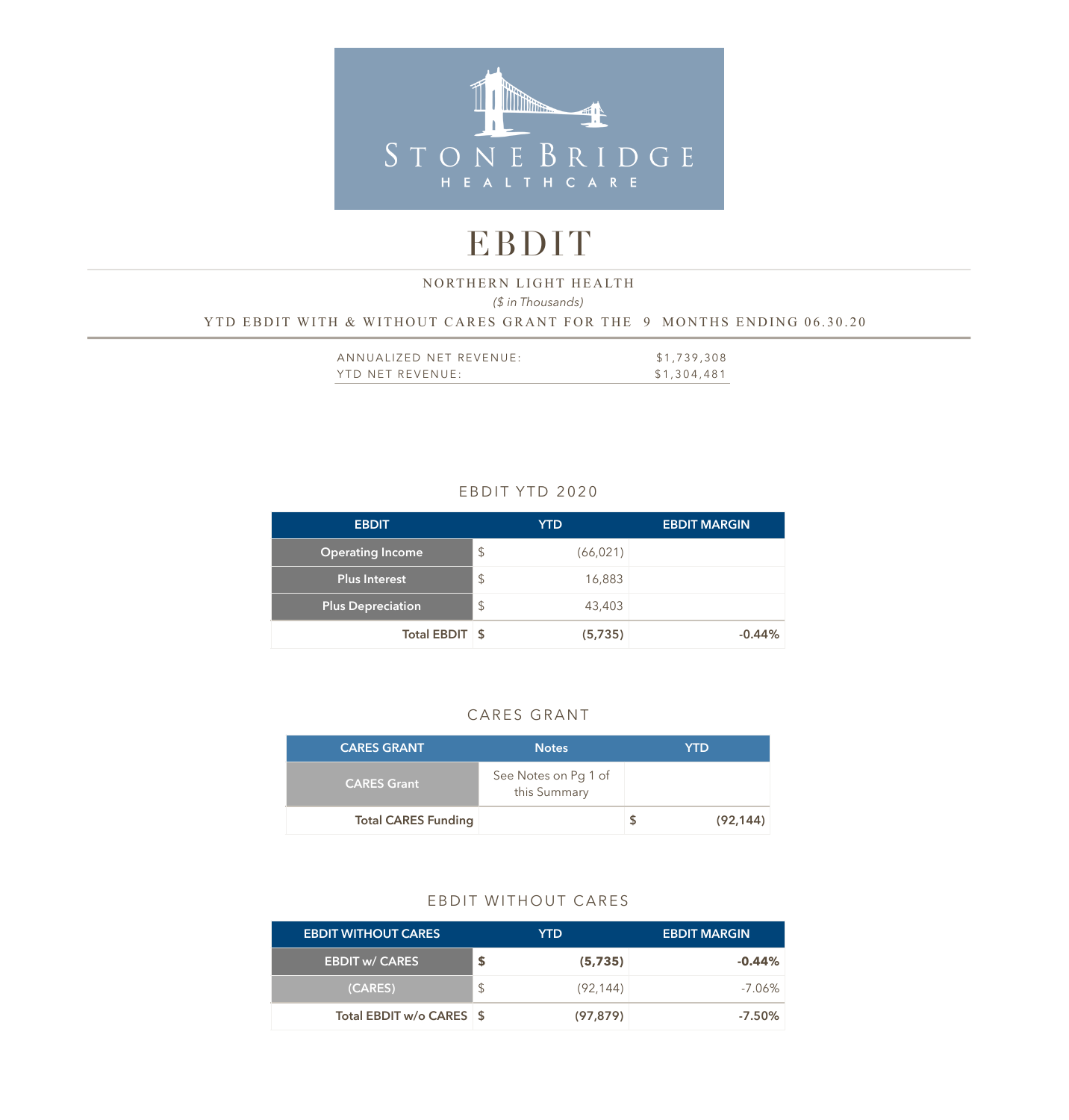STONEBRIDGE HEALTHCARE

# EBDIT

NORTHERN LIGHT HEALTH

*($ in Thousands)*

YTD EBDIT WITH & WITHOUT CARES GRANT FOR THE 9 MONTHS ENDING 06.30.20

| | |
|---|---|
| ANNUALIZED NET REVENUE: | $1,739,308 |
| YTD NET REVENUE: | $1,304,481 |

## EBDIT YTD 2020

| EBDIT | YTD | | EBDIT MARGIN |
|---|---|---|---|
| Operating Income | $ | (66,021) | |
| Plus Interest | $ | 16,883 | |
| Plus Depreciation | $ | 43,403 | |
| **Total EBDIT** | **$** | **(5,735)** | **-0.44%** |

## CARES GRANT

| CARES GRANT | Notes | YTD | |
|---|---|---|---|
| CARES Grant | See Notes on Pg 1 of this Summary | | |
| **Total CARES Funding** | | **$** | **(92,144)** |

## EBDIT WITHOUT CARES

| EBDIT WITHOUT CARES | YTD | | EBDIT MARGIN |
|---|---|---|---|
| **EBDIT w/ CARES** | **$** | **(5,735)** | **-0.44%** |
| (CARES) | $ | (92,144) | -7.06% |
| **Total EBDIT w/o CARES** | **$** | **(97,879)** | **-7.50%** |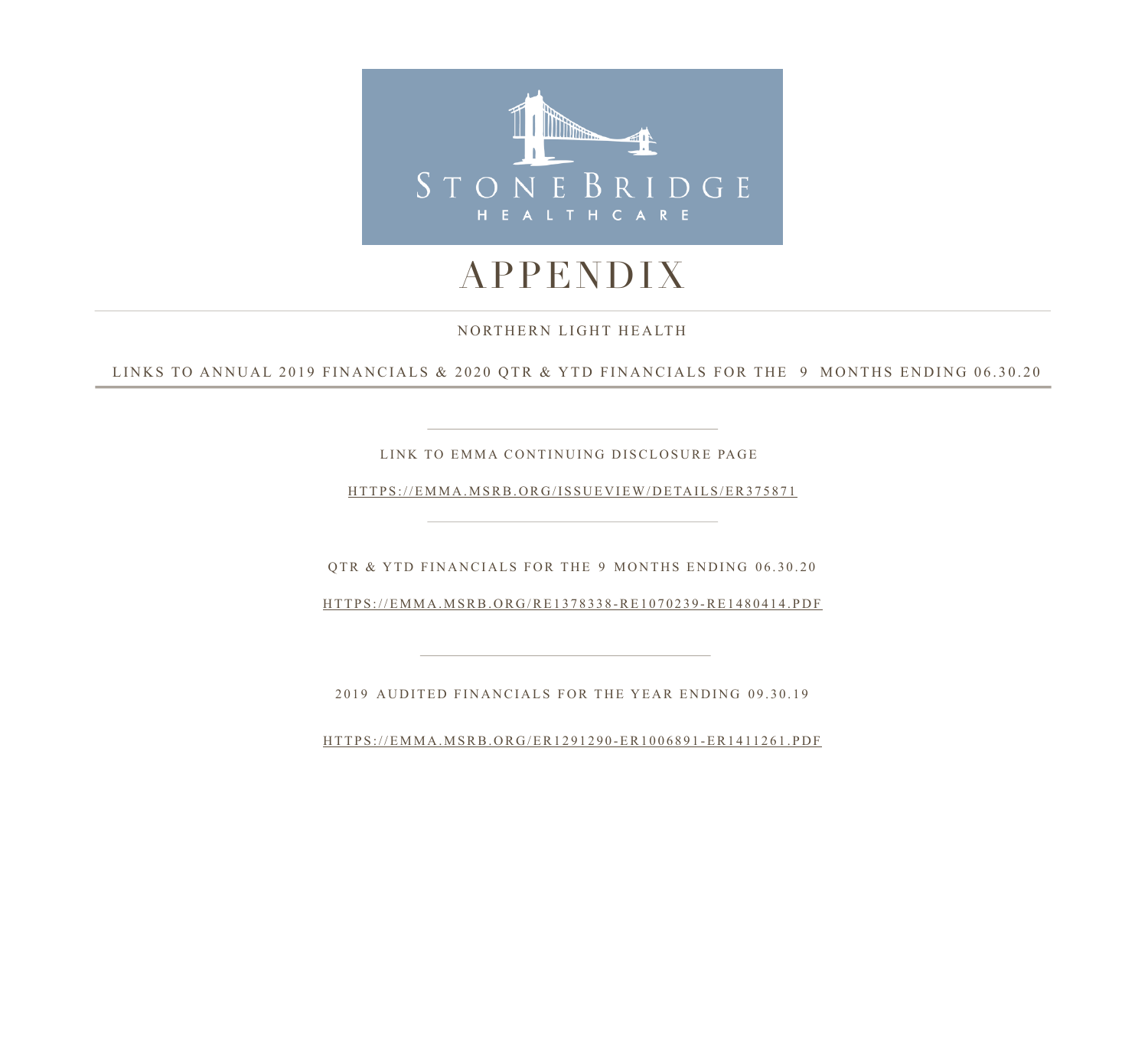STONEBRIDGE HEALTHCARE

# APPENDIX

NORTHERN LIGHT HEALTH

LINKS TO ANNUAL 2019 FINANCIALS & 2020 QTR & YTD FINANCIALS FOR THE 9 MONTHS ENDING 06.30.20

---

LINK TO EMMA CONTINUING DISCLOSURE PAGE

HTTPS://EMMA.MSRB.ORG/ISSUEVIEW/DETAILS/ER375871

---

QTR & YTD FINANCIALS FOR THE 9 MONTHS ENDING 06.30.20

HTTPS://EMMA.MSRB.ORG/RE1378338-RE1070239-RE1480414.PDF

---

2019 AUDITED FINANCIALS FOR THE YEAR ENDING 09.30.19

HTTPS://EMMA.MSRB.ORG/ER1291290-ER1006891-ER1411261.PDF